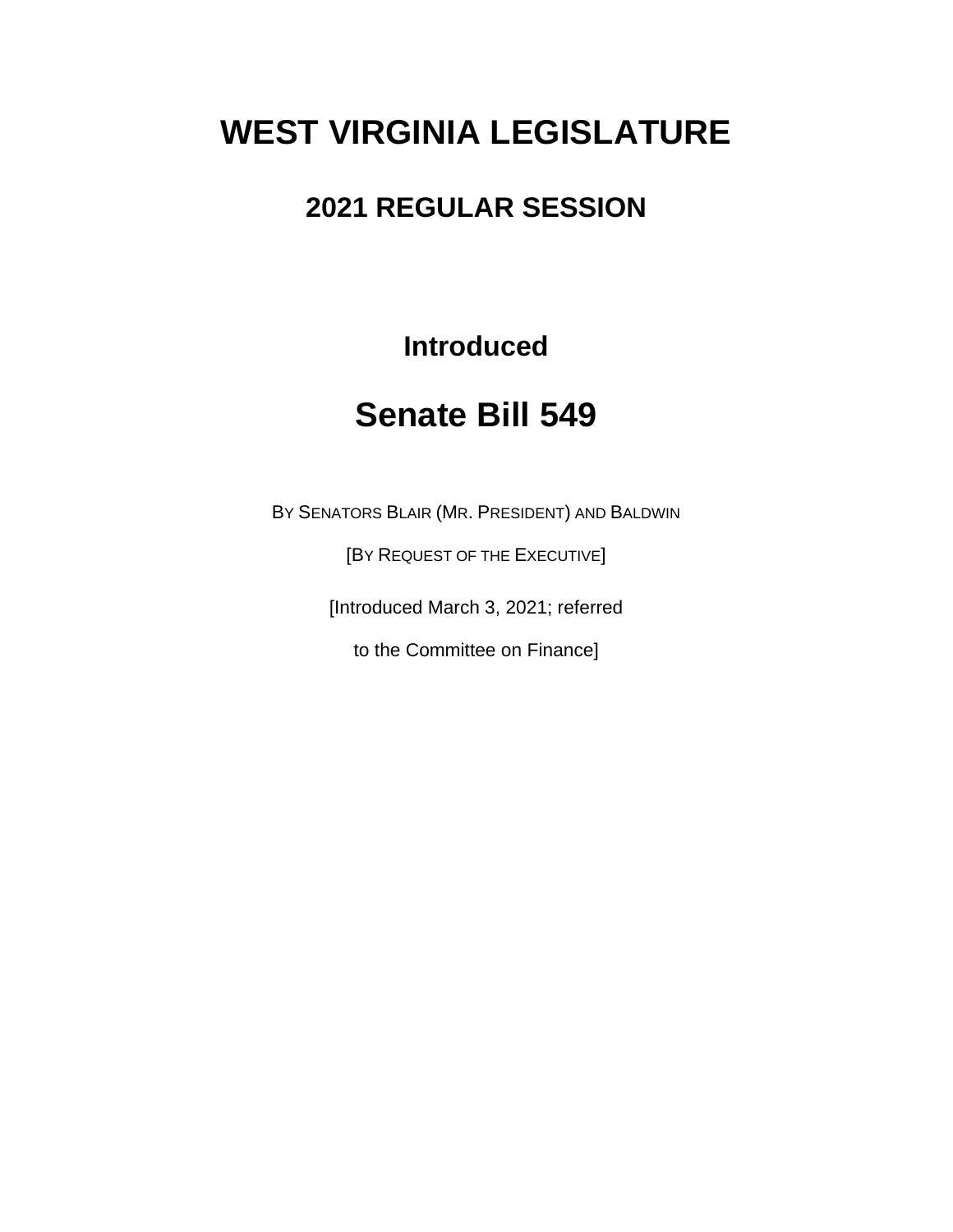# WEST VIRGINIA LEGISLATURE

## 2021 REGULAR SESSION

### Introduced

# Senate Bill 549

BY SENATORS BLAIR (MR. PRESIDENT) AND BALDWIN

[BY REQUEST OF THE EXECUTIVE]

[Introduced March 3, 2021; referred

to the Committee on Finance]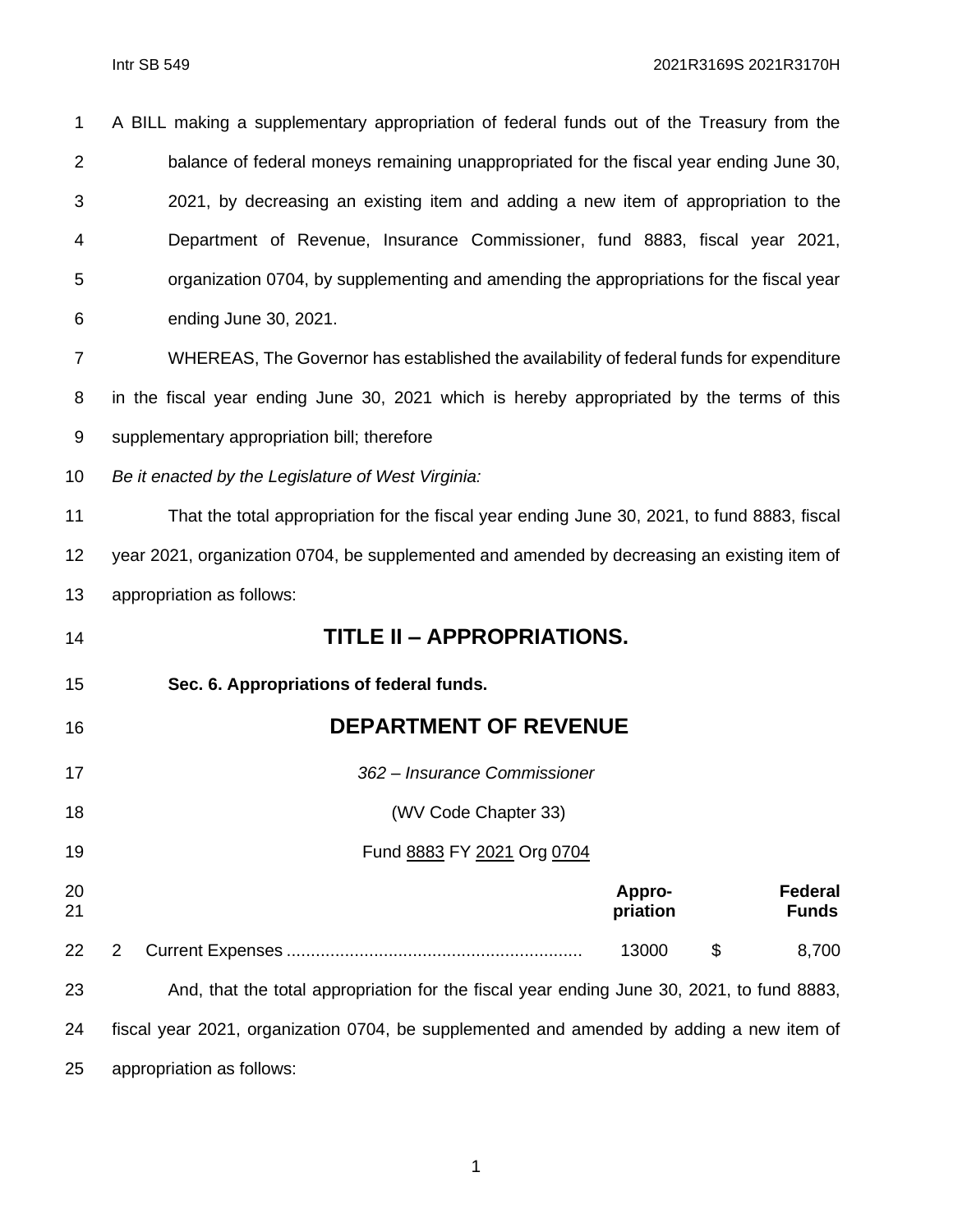A BILL making a supplementary appropriation of federal funds out of the Treasury from the balance of federal moneys remaining unappropriated for the fiscal year ending June 30, 2021, by decreasing an existing item and adding a new item of appropriation to the Department of Revenue, Insurance Commissioner, fund 8883, fiscal year 2021, organization 0704, by supplementing and amending the appropriations for the fiscal year ending June 30, 2021.

WHEREAS, The Governor has established the availability of federal funds for expenditure in the fiscal year ending June 30, 2021 which is hereby appropriated by the terms of this supplementary appropriation bill; therefore

*Be it enacted by the Legislature of West Virginia:*

That the total appropriation for the fiscal year ending June 30, 2021, to fund 8883, fiscal year 2021, organization 0704, be supplemented and amended by decreasing an existing item of appropriation as follows:

## TITLE II – APPROPRIATIONS.

**Sec. 6. Appropriations of federal funds.**

## DEPARTMENT OF REVENUE

*362 – Insurance Commissioner*

(WV Code Chapter 33)

Fund 8883 FY 2021 Org 0704

| | | Appro-priation | | Federal Funds |
|---|---|---|---|---|
| 2 | Current Expenses | 13000 | $ | 8,700 |

And, that the total appropriation for the fiscal year ending June 30, 2021, to fund 8883, fiscal year 2021, organization 0704, be supplemented and amended by adding a new item of appropriation as follows: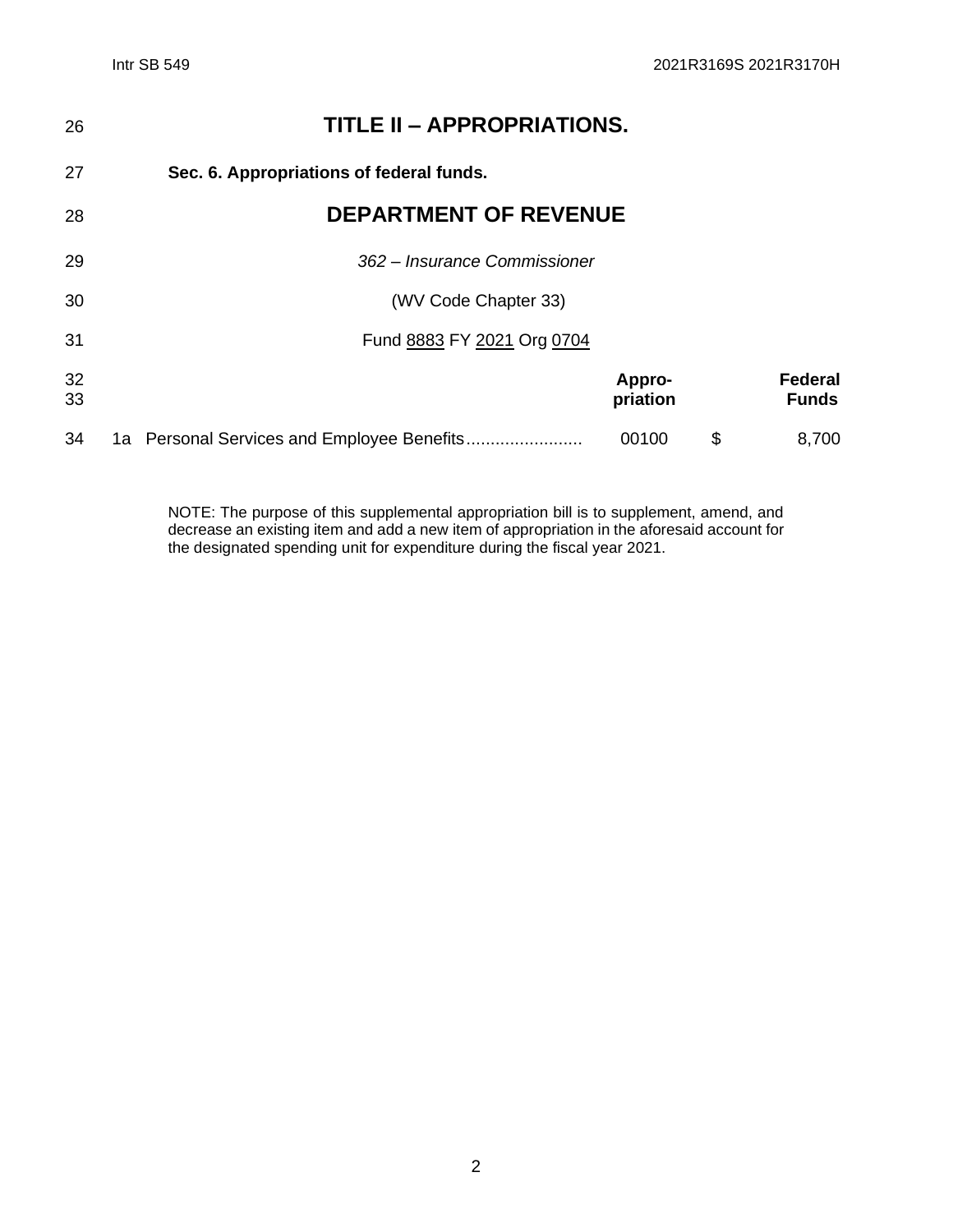# TITLE II – APPROPRIATIONS.

**Sec. 6. Appropriations of federal funds.**

## DEPARTMENT OF REVENUE

*362 – Insurance Commissioner*

(WV Code Chapter 33)

Fund 8883 FY 2021 Org 0704

| | Appro-priation | | Federal Funds |
|---|---|---|---|
| 1a Personal Services and Employee Benefits........................ | 00100 | $ | 8,700 |

NOTE: The purpose of this supplemental appropriation bill is to supplement, amend, and decrease an existing item and add a new item of appropriation in the aforesaid account for the designated spending unit for expenditure during the fiscal year 2021.